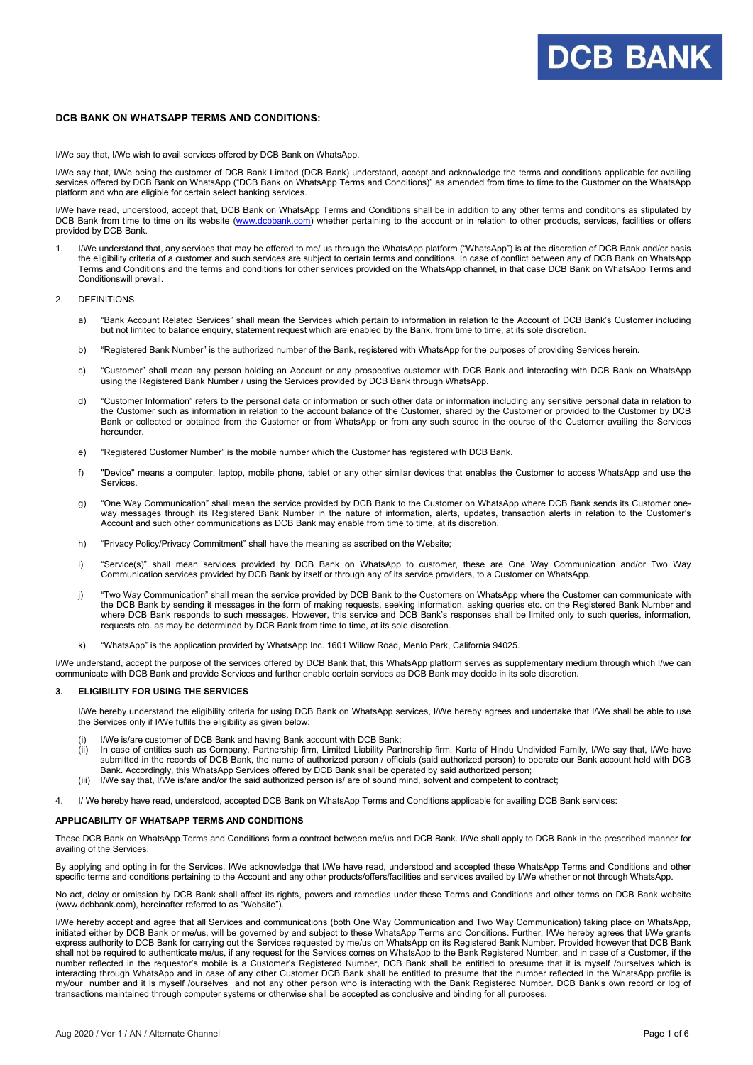## DCB BANK ON WHATSAPP TERMS AND CONDITIONS:

I/We say that, I/We wish to avail services offered by DCB Bank on WhatsApp.

I/We say that, I/We being the customer of DCB Bank Limited (DCB Bank) understand, accept and acknowledge the terms and conditions applicable for availing services offered by DCB Bank on WhatsApp ("DCB Bank on WhatsApp Terms and Conditions)" as amended from time to time to the Customer on the WhatsApp platform and who are eligible for certain select banking services.

I/We have read, understood, accept that, DCB Bank on WhatsApp Terms and Conditions shall be in addition to any other terms and conditions as stipulated by DCB Bank from time to time on its website (www.dcbbank.com) whether pertaining to the account or in relation to other products, services, facilities or offers provided by DCB Bank.

1. I/We understand that, any services that may be offered to me/ us through the WhatsApp platform ("WhatsApp") is at the discretion of DCB Bank and/or basis the eligibility criteria of a customer and such services are subject to certain terms and conditions. In case of conflict between any of DCB Bank on WhatsApp Terms and Conditions and the terms and conditions for other services provided on the WhatsApp channel, in that case DCB Bank on WhatsApp Terms and Conditionswill prevail.

2. DEFINITIONS

   a) "Bank Account Related Services" shall mean the Services which pertain to information in relation to the Account of DCB Bank's Customer including but not limited to balance enquiry, statement request which are enabled by the Bank, from time to time, at its sole discretion.

   b) "Registered Bank Number" is the authorized number of the Bank, registered with WhatsApp for the purposes of providing Services herein.

   c) "Customer" shall mean any person holding an Account or any prospective customer with DCB Bank and interacting with DCB Bank on WhatsApp using the Registered Bank Number / using the Services provided by DCB Bank through WhatsApp.

   d) "Customer Information" refers to the personal data or information or such other data or information including any sensitive personal data in relation to the Customer such as information in relation to the account balance of the Customer, shared by the Customer or provided to the Customer by DCB Bank or collected or obtained from the Customer or from WhatsApp or from any such source in the course of the Customer availing the Services hereunder.

   e) "Registered Customer Number" is the mobile number which the Customer has registered with DCB Bank.

   f) "Device" means a computer, laptop, mobile phone, tablet or any other similar devices that enables the Customer to access WhatsApp and use the Services.

   g) "One Way Communication" shall mean the service provided by DCB Bank to the Customer on WhatsApp where DCB Bank sends its Customer one-way messages through its Registered Bank Number in the nature of information, alerts, updates, transaction alerts in relation to the Customer's Account and such other communications as DCB Bank may enable from time to time, at its discretion.

   h) "Privacy Policy/Privacy Commitment" shall have the meaning as ascribed on the Website;

   i) "Service(s)" shall mean services provided by DCB Bank on WhatsApp to customer, these are One Way Communication and/or Two Way Communication services provided by DCB Bank by itself or through any of its service providers, to a Customer on WhatsApp.

   j) "Two Way Communication" shall mean the service provided by DCB Bank to the Customers on WhatsApp where the Customer can communicate with the DCB Bank by sending it messages in the form of making requests, seeking information, asking queries etc. on the Registered Bank Number and where DCB Bank responds to such messages. However, this service and DCB Bank's responses shall be limited only to such queries, information, requests etc. as may be determined by DCB Bank from time to time, at its sole discretion.

   k) "WhatsApp" is the application provided by WhatsApp Inc. 1601 Willow Road, Menlo Park, California 94025.

I/We understand, accept the purpose of the services offered by DCB Bank that, this WhatsApp platform serves as supplementary medium through which I/we can communicate with DCB Bank and provide Services and further enable certain services as DCB Bank may decide in its sole discretion.

### 3. ELIGIBILITY FOR USING THE SERVICES

I/We hereby understand the eligibility criteria for using DCB Bank on WhatsApp services, I/We hereby agrees and undertake that I/We shall be able to use the Services only if I/We fulfils the eligibility as given below:

(i) I/We is/are customer of DCB Bank and having Bank account with DCB Bank;
(ii) In case of entities such as Company, Partnership firm, Limited Liability Partnership firm, Karta of Hindu Undivided Family, I/We say that, I/We have submitted in the records of DCB Bank, the name of authorized person / officials (said authorized person) to operate our Bank account held with DCB Bank. Accordingly, this WhatsApp Services offered by DCB Bank shall be operated by said authorized person;
(iii) I/We say that, I/We is/are and/or the said authorized person is/ are of sound mind, solvent and competent to contract;

4. I/ We hereby have read, understood, accepted DCB Bank on WhatsApp Terms and Conditions applicable for availing DCB Bank services:

### APPLICABILITY OF WHATSAPP TERMS AND CONDITIONS

These DCB Bank on WhatsApp Terms and Conditions form a contract between me/us and DCB Bank. I/We shall apply to DCB Bank in the prescribed manner for availing of the Services.

By applying and opting in for the Services, I/We acknowledge that I/We have read, understood and accepted these WhatsApp Terms and Conditions and other specific terms and conditions pertaining to the Account and any other products/offers/facilities and services availed by I/We whether or not through WhatsApp.

No act, delay or omission by DCB Bank shall affect its rights, powers and remedies under these Terms and Conditions and other terms on DCB Bank website (www.dcbbank.com), hereinafter referred to as "Website").

I/We hereby accept and agree that all Services and communications (both One Way Communication and Two Way Communication) taking place on WhatsApp, initiated either by DCB Bank or me/us, will be governed by and subject to these WhatsApp Terms and Conditions. Further, I/We hereby agrees that I/We grants express authority to DCB Bank for carrying out the Services requested by me/us on WhatsApp on its Registered Bank Number. Provided however that DCB Bank shall not be required to authenticate me/us, if any request for the Services comes on WhatsApp to the Bank Registered Number, and in case of a Customer, if the number reflected in the requestor's mobile is a Customer's Registered Number, DCB Bank shall be entitled to presume that it is myself /ourselves which is interacting through WhatsApp and in case of any other Customer DCB Bank shall be entitled to presume that the number reflected in the WhatsApp profile is my/our number and it is myself /ourselves and not any other person who is interacting with the Bank Registered Number. DCB Bank's own record or log of transactions maintained through computer systems or otherwise shall be accepted as conclusive and binding for all purposes.

Aug 2020 / Ver 1 / AN / Alternate Channel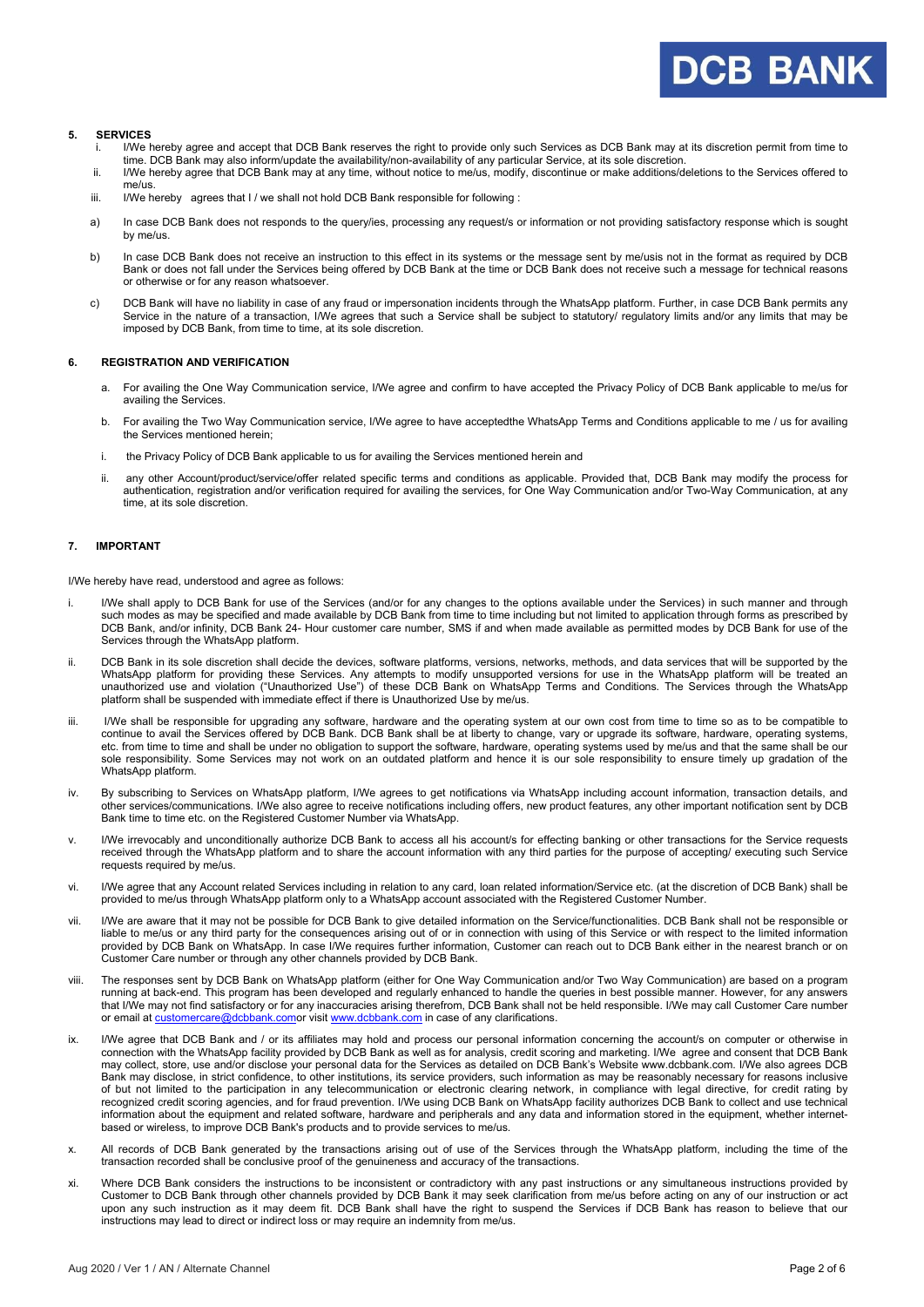## 5. SERVICES

i. I/We hereby agree and accept that DCB Bank reserves the right to provide only such Services as DCB Bank may at its discretion permit from time to time. DCB Bank may also inform/update the availability/non-availability of any particular Service, at its sole discretion.

ii. I/We hereby agree that DCB Bank may at any time, without notice to me/us, modify, discontinue or make additions/deletions to the Services offered to me/us.

iii. I/We hereby agrees that I / we shall not hold DCB Bank responsible for following :

a) In case DCB Bank does not responds to the query/ies, processing any request/s or information or not providing satisfactory response which is sought by me/us.

b) In case DCB Bank does not receive an instruction to this effect in its systems or the message sent by me/usis not in the format as required by DCB Bank or does not fall under the Services being offered by DCB Bank at the time or DCB Bank does not receive such a message for technical reasons or otherwise or for any reason whatsoever.

c) DCB Bank will have no liability in case of any fraud or impersonation incidents through the WhatsApp platform. Further, in case DCB Bank permits any Service in the nature of a transaction, I/We agrees that such a Service shall be subject to statutory/ regulatory limits and/or any limits that may be imposed by DCB Bank, from time to time, at its sole discretion.

## 6. REGISTRATION AND VERIFICATION

a. For availing the One Way Communication service, I/We agree and confirm to have accepted the Privacy Policy of DCB Bank applicable to me/us for availing the Services.

b. For availing the Two Way Communication service, I/We agree to have acceptedthe WhatsApp Terms and Conditions applicable to me / us for availing the Services mentioned herein;

i. the Privacy Policy of DCB Bank applicable to us for availing the Services mentioned herein and

ii. any other Account/product/service/offer related specific terms and conditions as applicable. Provided that, DCB Bank may modify the process for authentication, registration and/or verification required for availing the services, for One Way Communication and/or Two-Way Communication, at any time, at its sole discretion.

## 7. IMPORTANT

I/We hereby have read, understood and agree as follows:

i. I/We shall apply to DCB Bank for use of the Services (and/or for any changes to the options available under the Services) in such manner and through such modes as may be specified and made available by DCB Bank from time to time including but not limited to application through forms as prescribed by DCB Bank, and/or infinity, DCB Bank 24- Hour customer care number, SMS if and when made available as permitted modes by DCB Bank for use of the Services through the WhatsApp platform.

ii. DCB Bank in its sole discretion shall decide the devices, software platforms, versions, networks, methods, and data services that will be supported by the WhatsApp platform for providing these Services. Any attempts to modify unsupported versions for use in the WhatsApp platform will be treated an unauthorized use and violation ("Unauthorized Use") of these DCB Bank on WhatsApp Terms and Conditions. The Services through the WhatsApp platform shall be suspended with immediate effect if there is Unauthorized Use by me/us.

iii. I/We shall be responsible for upgrading any software, hardware and the operating system at our own cost from time to time so as to be compatible to continue to avail the Services offered by DCB Bank. DCB Bank shall be at liberty to change, vary or upgrade its software, hardware, operating systems, etc. from time to time and shall be under no obligation to support the software, hardware, operating systems used by me/us and that the same shall be our sole responsibility. Some Services may not work on an outdated platform and hence it is our sole responsibility to ensure timely up gradation of the WhatsApp platform.

iv. By subscribing to Services on WhatsApp platform, I/We agrees to get notifications via WhatsApp including account information, transaction details, and other services/communications. I/We also agree to receive notifications including offers, new product features, any other important notification sent by DCB Bank time to time etc. on the Registered Customer Number via WhatsApp.

v. I/We irrevocably and unconditionally authorize DCB Bank to access all his account/s for effecting banking or other transactions for the Service requests received through the WhatsApp platform and to share the account information with any third parties for the purpose of accepting/ executing such Service requests required by me/us.

vi. I/We agree that any Account related Services including in relation to any card, loan related information/Service etc. (at the discretion of DCB Bank) shall be provided to me/us through WhatsApp platform only to a WhatsApp account associated with the Registered Customer Number.

vii. I/We are aware that it may not be possible for DCB Bank to give detailed information on the Service/functionalities. DCB Bank shall not be responsible or liable to me/us or any third party for the consequences arising out of or in connection with using of this Service or with respect to the limited information provided by DCB Bank on WhatsApp. In case I/We requires further information, Customer can reach out to DCB Bank either in the nearest branch or on Customer Care number or through any other channels provided by DCB Bank.

viii. The responses sent by DCB Bank on WhatsApp platform (either for One Way Communication and/or Two Way Communication) are based on a program running at back-end. This program has been developed and regularly enhanced to handle the queries in best possible manner. However, for any answers that I/We may not find satisfactory or for any inaccuracies arising therefrom, DCB Bank shall not be held responsible. I/We may call Customer Care number or email at customercare@dcbbank.comor visit www.dcbbank.com in case of any clarifications.

ix. I/We agree that DCB Bank and / or its affiliates may hold and process our personal information concerning the account/s on computer or otherwise in connection with the WhatsApp facility provided by DCB Bank as well as for analysis, credit scoring and marketing. I/We agree and consent that DCB Bank may collect, store, use and/or disclose your personal data for the Services as detailed on DCB Bank's Website www.dcbbank.com. I/We also agrees DCB Bank may disclose, in strict confidence, to other institutions, its service providers, such information as may be reasonably necessary for reasons inclusive of but not limited to the participation in any telecommunication or electronic clearing network, in compliance with legal directive, for credit rating by recognized credit scoring agencies, and for fraud prevention. I/We using DCB Bank on WhatsApp facility authorizes DCB Bank to collect and use technical information about the equipment and related software, hardware and peripherals and any data and information stored in the equipment, whether internet-based or wireless, to improve DCB Bank's products and to provide services to me/us.

x. All records of DCB Bank generated by the transactions arising out of use of the Services through the WhatsApp platform, including the time of the transaction recorded shall be conclusive proof of the genuineness and accuracy of the transactions.

xi. Where DCB Bank considers the instructions to be inconsistent or contradictory with any past instructions or any simultaneous instructions provided by Customer to DCB Bank through other channels provided by DCB Bank it may seek clarification from me/us before acting on any of our instruction or act upon any such instruction as it may deem fit. DCB Bank shall have the right to suspend the Services if DCB Bank has reason to believe that our instructions may lead to direct or indirect loss or may require an indemnity from me/us.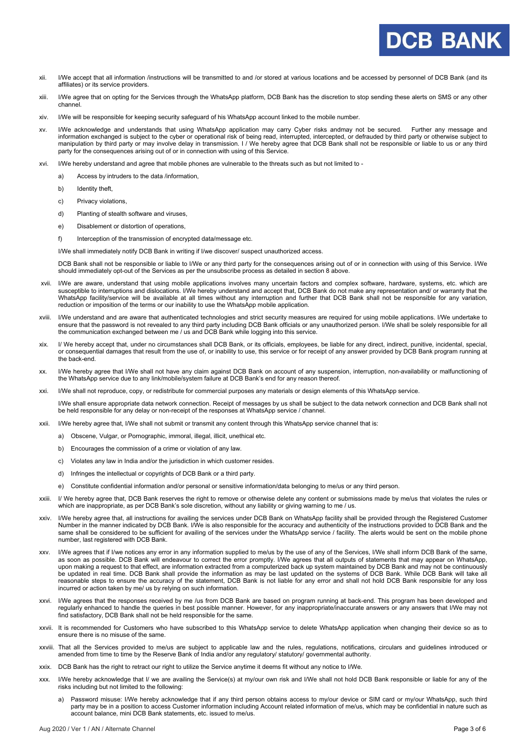xii. I/We accept that all information /instructions will be transmitted to and /or stored at various locations and be accessed by personnel of DCB Bank (and its affiliates) or its service providers.

xiii. I/We agree that on opting for the Services through the WhatsApp platform, DCB Bank has the discretion to stop sending these alerts on SMS or any other channel.

xiv. I/We will be responsible for keeping security safeguard of his WhatsApp account linked to the mobile number.

xv. I/We acknowledge and understands that using WhatsApp application may carry Cyber risks andmay not be secured. Further any message and information exchanged is subject to the cyber or operational risk of being read, interrupted, intercepted, or defrauded by third party or otherwise subject to manipulation by third party or may involve delay in transmission. I / We hereby agree that DCB Bank shall not be responsible or liable to us or any third party for the consequences arising out of or in connection with using of this Service.

xvi. I/We hereby understand and agree that mobile phones are vulnerable to the threats such as but not limited to -

a) Access by intruders to the data /information,

b) Identity theft,

c) Privacy violations,

d) Planting of stealth software and viruses,

e) Disablement or distortion of operations,

f) Interception of the transmission of encrypted data/message etc.

I/We shall immediately notify DCB Bank in writing if I/we discover/ suspect unauthorized access.

DCB Bank shall not be responsible or liable to I/We or any third party for the consequences arising out of or in connection with using of this Service. I/We should immediately opt-out of the Services as per the unsubscribe process as detailed in section 8 above.

xvii. I/We are aware, understand that using mobile applications involves many uncertain factors and complex software, hardware, systems, etc. which are susceptible to interruptions and dislocations. I/We hereby understand and accept that, DCB Bank do not make any representation and/ or warranty that the WhatsApp facility/service will be available at all times without any interruption and further that DCB Bank shall not be responsible for any variation, reduction or imposition of the terms or our inability to use the WhatsApp mobile application.

xviii. I/We understand and are aware that authenticated technologies and strict security measures are required for using mobile applications. I/We undertake to ensure that the password is not revealed to any third party including DCB Bank officials or any unauthorized person. I/We shall be solely responsible for all the communication exchanged between me / us and DCB Bank while logging into this service.

xix. I/ We hereby accept that, under no circumstances shall DCB Bank, or its officials, employees, be liable for any direct, indirect, punitive, incidental, special, or consequential damages that result from the use of, or inability to use, this service or for receipt of any answer provided by DCB Bank program running at the back-end.

xx. I/We hereby agree that I/We shall not have any claim against DCB Bank on account of any suspension, interruption, non-availability or malfunctioning of the WhatsApp service due to any link/mobile/system failure at DCB Bank's end for any reason thereof.

xxi. I/We shall not reproduce, copy, or redistribute for commercial purposes any materials or design elements of this WhatsApp service.

I/We shall ensure appropriate data network connection. Receipt of messages by us shall be subject to the data network connection and DCB Bank shall not be held responsible for any delay or non-receipt of the responses at WhatsApp service / channel.

xxii. I/We hereby agree that, I/We shall not submit or transmit any content through this WhatsApp service channel that is:

a) Obscene, Vulgar, or Pornographic, immoral, illegal, illicit, unethical etc.

b) Encourages the commission of a crime or violation of any law.

c) Violates any law in India and/or the jurisdiction in which customer resides.

d) Infringes the intellectual or copyrights of DCB Bank or a third party.

e) Constitute confidential information and/or personal or sensitive information/data belonging to me/us or any third person.

xxiii. I/ We hereby agree that, DCB Bank reserves the right to remove or otherwise delete any content or submissions made by me/us that violates the rules or which are inappropriate, as per DCB Bank's sole discretion, without any liability or giving warning to me / us.

xxiv. I/We hereby agree that, all instructions for availing the services under DCB Bank on WhatsApp facility shall be provided through the Registered Customer Number in the manner indicated by DCB Bank. I/We is also responsible for the accuracy and authenticity of the instructions provided to DCB Bank and the same shall be considered to be sufficient for availing of the services under the WhatsApp service / facility. The alerts would be sent on the mobile phone number, last registered with DCB Bank.

xxv. I/We agrees that if I/we notices any error in any information supplied to me/us by the use of any of the Services, I/We shall inform DCB Bank of the same, as soon as possible. DCB Bank will endeavour to correct the error promptly. I/We agrees that all outputs of statements that may appear on WhatsApp, upon making a request to that effect, are information extracted from a computerized back up system maintained by DCB Bank and may not be continuously be updated in real time. DCB Bank shall provide the information as may be last updated on the systems of DCB Bank. While DCB Bank will take all reasonable steps to ensure the accuracy of the statement, DCB Bank is not liable for any error and shall not hold DCB Bank responsible for any loss incurred or action taken by me/ us by relying on such information.

xxvi. I/We agrees that the responses received by me /us from DCB Bank are based on program running at back-end. This program has been developed and regularly enhanced to handle the queries in best possible manner. However, for any inappropriate/inaccurate answers or any answers that I/We may not find satisfactory, DCB Bank shall not be held responsible for the same.

xxvii. It is recommended for Customers who have subscribed to this WhatsApp service to delete WhatsApp application when changing their device so as to ensure there is no misuse of the same.

xxviii. That all the Services provided to me/us are subject to applicable law and the rules, regulations, notifications, circulars and guidelines introduced or amended from time to time by the Reserve Bank of India and/or any regulatory/ statutory/ governmental authority.

xxix. DCB Bank has the right to retract our right to utilize the Service anytime it deems fit without any notice to I/We.

xxx. I/We hereby acknowledge that I/ we are availing the Service(s) at my/our own risk and I/We shall not hold DCB Bank responsible or liable for any of the risks including but not limited to the following:

a) Password misuse: I/We hereby acknowledge that if any third person obtains access to my/our device or SIM card or my/our WhatsApp, such third party may be in a position to access Customer information including Account related information of me/us, which may be confidential in nature such as account balance, mini DCB Bank statements, etc. issued to me/us.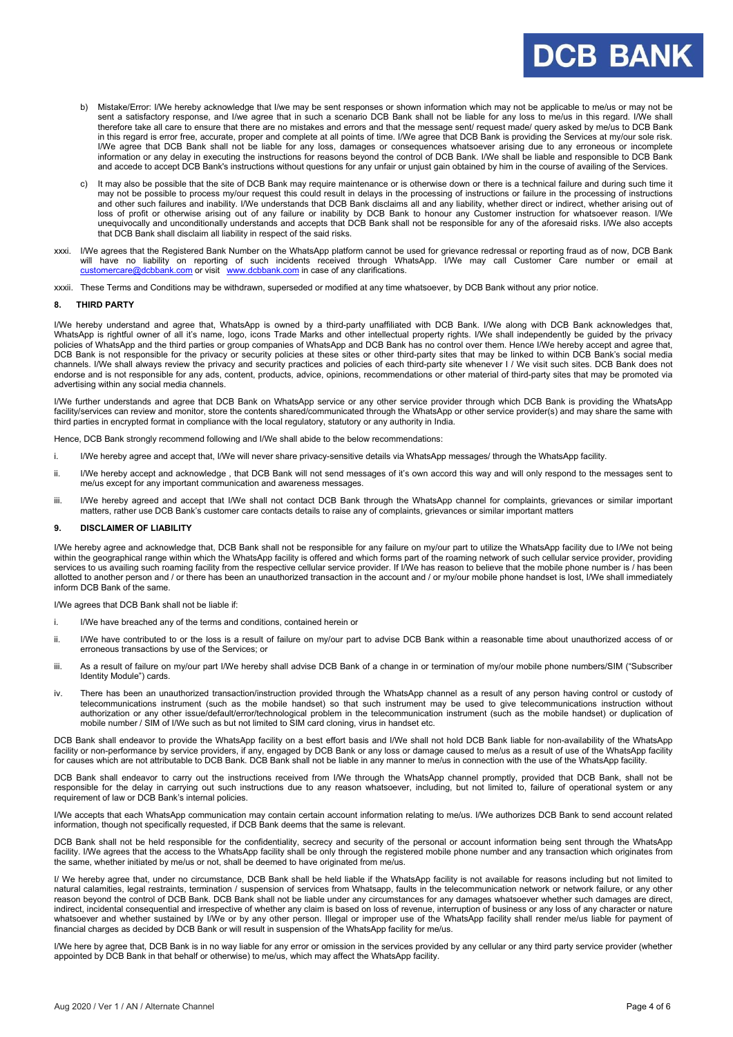b) Mistake/Error: I/We hereby acknowledge that I/we may be sent responses or shown information which may not be applicable to me/us or may not be sent a satisfactory response, and I/we agree that in such a scenario DCB Bank shall not be liable for any loss to me/us in this regard. I/We shall therefore take all care to ensure that there are no mistakes and errors and that the message sent/ request made/ query asked by me/us to DCB Bank in this regard is error free, accurate, proper and complete at all points of time. I/We agree that DCB Bank is providing the Services at my/our sole risk. I/We agree that DCB Bank shall not be liable for any loss, damages or consequences whatsoever arising due to any erroneous or incomplete information or any delay in executing the instructions for reasons beyond the control of DCB Bank. I/We shall be liable and responsible to DCB Bank and accede to accept DCB Bank's instructions without questions for any unfair or unjust gain obtained by him in the course of availing of the Services.

c) It may also be possible that the site of DCB Bank may require maintenance or is otherwise down or there is a technical failure and during such time it may not be possible to process my/our request this could result in delays in the processing of instructions or failure in the processing of instructions and other such failures and inability. I/We understands that DCB Bank disclaims all and any liability, whether direct or indirect, whether arising out of loss of profit or otherwise arising out of any failure or inability by DCB Bank to honour any Customer instruction for whatsoever reason. I/We unequivocally and unconditionally understands and accepts that DCB Bank shall not be responsible for any of the aforesaid risks. I/We also accepts that DCB Bank shall disclaim all liability in respect of the said risks.

xxxi. I/We agrees that the Registered Bank Number on the WhatsApp platform cannot be used for grievance redressal or reporting fraud as of now, DCB Bank will have no liability on reporting of such incidents received through WhatsApp. I/We may call Customer Care number or email at customercare@dcbbank.com or visit www.dcbbank.com in case of any clarifications.

xxxii. These Terms and Conditions may be withdrawn, superseded or modified at any time whatsoever, by DCB Bank without any prior notice.

## 8. THIRD PARTY

I/We hereby understand and agree that, WhatsApp is owned by a third-party unaffiliated with DCB Bank. I/We along with DCB Bank acknowledges that, WhatsApp is rightful owner of all it's name, logo, icons Trade Marks and other intellectual property rights. I/We shall independently be guided by the privacy policies of WhatsApp and the third parties or group companies of WhatsApp and DCB Bank has no control over them. Hence I/We hereby accept and agree that, DCB Bank is not responsible for the privacy or security policies at these sites or other third-party sites that may be linked to within DCB Bank's social media channels. I/We shall always review the privacy and security practices and policies of each third-party site whenever I / We visit such sites. DCB Bank does not endorse and is not responsible for any ads, content, products, advice, opinions, recommendations or other material of third-party sites that may be promoted via advertising within any social media channels.

I/We further understands and agree that DCB Bank on WhatsApp service or any other service provider through which DCB Bank is providing the WhatsApp facility/services can review and monitor, store the contents shared/communicated through the WhatsApp or other service provider(s) and may share the same with third parties in encrypted format in compliance with the local regulatory, statutory or any authority in India.

Hence, DCB Bank strongly recommend following and I/We shall abide to the below recommendations:

i. I/We hereby agree and accept that, I/We will never share privacy-sensitive details via WhatsApp messages/ through the WhatsApp facility.

ii. I/We hereby accept and acknowledge , that DCB Bank will not send messages of it's own accord this way and will only respond to the messages sent to me/us except for any important communication and awareness messages.

iii. I/We hereby agreed and accept that I/We shall not contact DCB Bank through the WhatsApp channel for complaints, grievances or similar important matters, rather use DCB Bank's customer care contacts details to raise any of complaints, grievances or similar important matters

## 9. DISCLAIMER OF LIABILITY

I/We hereby agree and acknowledge that, DCB Bank shall not be responsible for any failure on my/our part to utilize the WhatsApp facility due to I/We not being within the geographical range within which the WhatsApp facility is offered and which forms part of the roaming network of such cellular service provider, providing services to us availing such roaming facility from the respective cellular service provider. If I/We has reason to believe that the mobile phone number is / has been allotted to another person and / or there has been an unauthorized transaction in the account and / or my/our mobile phone handset is lost, I/We shall immediately inform DCB Bank of the same.

I/We agrees that DCB Bank shall not be liable if:

i. I/We have breached any of the terms and conditions, contained herein or

ii. I/We have contributed to or the loss is a result of failure on my/our part to advise DCB Bank within a reasonable time about unauthorized access of or erroneous transactions by use of the Services; or

iii. As a result of failure on my/our part I/We hereby shall advise DCB Bank of a change in or termination of my/our mobile phone numbers/SIM ("Subscriber Identity Module") cards.

iv. There has been an unauthorized transaction/instruction provided through the WhatsApp channel as a result of any person having control or custody of telecommunications instrument (such as the mobile handset) so that such instrument may be used to give telecommunications instruction without authorization or any other issue/default/error/technological problem in the telecommunication instrument (such as the mobile handset) or duplication of mobile number / SIM of I/We such as but not limited to SIM card cloning, virus in handset etc.

DCB Bank shall endeavor to provide the WhatsApp facility on a best effort basis and I/We shall not hold DCB Bank liable for non-availability of the WhatsApp facility or non-performance by service providers, if any, engaged by DCB Bank or any loss or damage caused to me/us as a result of use of the WhatsApp facility for causes which are not attributable to DCB Bank. DCB Bank shall not be liable in any manner to me/us in connection with the use of the WhatsApp facility.

DCB Bank shall endeavor to carry out the instructions received from I/We through the WhatsApp channel promptly, provided that DCB Bank, shall not be responsible for the delay in carrying out such instructions due to any reason whatsoever, including, but not limited to, failure of operational system or any requirement of law or DCB Bank's internal policies.

I/We accepts that each WhatsApp communication may contain certain account information relating to me/us. I/We authorizes DCB Bank to send account related information, though not specifically requested, if DCB Bank deems that the same is relevant.

DCB Bank shall not be held responsible for the confidentiality, secrecy and security of the personal or account information being sent through the WhatsApp facility. I/We agrees that the access to the WhatsApp facility shall be only through the registered mobile phone number and any transaction which originates from the same, whether initiated by me/us or not, shall be deemed to have originated from me/us.

I/ We hereby agree that, under no circumstance, DCB Bank shall be held liable if the WhatsApp facility is not available for reasons including but not limited to natural calamities, legal restraints, termination / suspension of services from Whatsapp, faults in the telecommunication network or network failure, or any other reason beyond the control of DCB Bank. DCB Bank shall not be liable under any circumstances for any damages whatsoever whether such damages are direct, indirect, incidental consequential and irrespective of whether any claim is based on loss of revenue, interruption of business or any loss of any character or nature whatsoever and whether sustained by I/We or by any other person. Illegal or improper use of the WhatsApp facility shall render me/us liable for payment of financial charges as decided by DCB Bank or will result in suspension of the WhatsApp facility for me/us.

I/We here by agree that, DCB Bank is in no way liable for any error or omission in the services provided by any cellular or any third party service provider (whether appointed by DCB Bank in that behalf or otherwise) to me/us, which may affect the WhatsApp facility.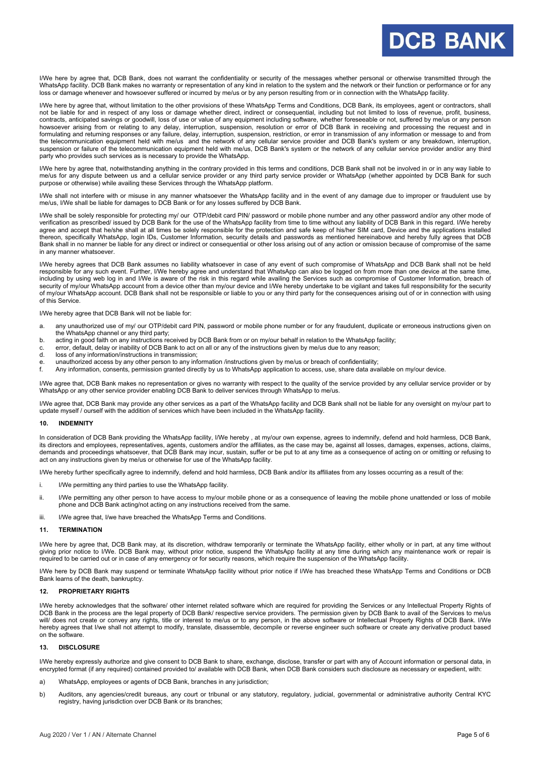I/We here by agree that, DCB Bank, does not warrant the confidentiality or security of the messages whether personal or otherwise transmitted through the WhatsApp facility. DCB Bank makes no warranty or representation of any kind in relation to the system and the network or their function or performance or for any loss or damage whenever and howsoever suffered or incurred by me/us or by any person resulting from or in connection with the WhatsApp facility.

I/We here by agree that, without limitation to the other provisions of these WhatsApp Terms and Conditions, DCB Bank, its employees, agent or contractors, shall not be liable for and in respect of any loss or damage whether direct, indirect or consequential, including but not limited to loss of revenue, profit, business, contracts, anticipated savings or goodwill, loss of use or value of any equipment including software, whether foreseeable or not, suffered by me/us or any person howsoever arising from or relating to any delay, interruption, suspension, resolution or error of DCB Bank in receiving and processing the request and in formulating and returning responses or any failure, delay, interruption, suspension, restriction, or error in transmission of any information or message to and from the telecommunication equipment held with me/us and the network of any cellular service provider and DCB Bank's system or any breakdown, interruption, suspension or failure of the telecommunication equipment held with me/us, DCB Bank's system or the network of any cellular service provider and/or any third party who provides such services as is necessary to provide the WhatsApp.

I/We here by agree that, notwithstanding anything in the contrary provided in this terms and conditions, DCB Bank shall not be involved in or in any way liable to me/us for any dispute between us and a cellular service provider or any third party service provider or WhatsApp (whether appointed by DCB Bank for such purpose or otherwise) while availing these Services through the WhatsApp platform.

I/We shall not interfere with or misuse in any manner whatsoever the WhatsApp facility and in the event of any damage due to improper or fraudulent use by me/us, I/We shall be liable for damages to DCB Bank or for any losses suffered by DCB Bank.

I/We shall be solely responsible for protecting my/ our OTP/debit card PIN/ password or mobile phone number and any other password and/or any other mode of verification as prescribed/ issued by DCB Bank for the use of the WhatsApp facility from time to time without any liability of DCB Bank in this regard. I/We hereby agree and accept that he/she shall at all times be solely responsible for the protection and safe keep of his/her SIM card, Device and the applications installed thereon, specifically WhatsApp, login IDs, Customer Information, security details and passwords as mentioned hereinabove and hereby fully agrees that DCB Bank shall in no manner be liable for any direct or indirect or consequential or other loss arising out of any action or omission because of compromise of the same in any manner whatsoever.

I/We hereby agrees that DCB Bank assumes no liability whatsoever in case of any event of such compromise of WhatsApp and DCB Bank shall not be held responsible for any such event. Further, I/We hereby agree and understand that WhatsApp can also be logged on from more than one device at the same time, including by using web log in and I/We is aware of the risk in this regard while availing the Services such as compromise of Customer Information, breach of security of my/our WhatsApp account from a device other than my/our device and I/We hereby undertake to be vigilant and takes full responsibility for the security of my/our WhatsApp account. DCB Bank shall not be responsible or liable to you or any third party for the consequences arising out of or in connection with using of this Service.

I/We hereby agree that DCB Bank will not be liable for:

a. any unauthorized use of my/ our OTP/debit card PIN, password or mobile phone number or for any fraudulent, duplicate or erroneous instructions given on the WhatsApp channel or any third party;
b. acting in good faith on any instructions received by DCB Bank from or on my/our behalf in relation to the WhatsApp facility;
c. error, default, delay or inability of DCB Bank to act on all or any of the instructions given by me/us due to any reason;
d. loss of any information/instructions in transmission;
e. unauthorized access by any other person to any information /instructions given by me/us or breach of confidentiality;
f. Any information, consents, permission granted directly by us to WhatsApp application to access, use, share data available on my/our device.

I/We agree that, DCB Bank makes no representation or gives no warranty with respect to the quality of the service provided by any cellular service provider or by WhatsApp or any other service provider enabling DCB Bank to deliver services through WhatsApp to me/us.

I/We agree that, DCB Bank may provide any other services as a part of the WhatsApp facility and DCB Bank shall not be liable for any oversight on my/our part to update myself / ourself with the addition of services which have been included in the WhatsApp facility.

## 10. INDEMNITY

In consideration of DCB Bank providing the WhatsApp facility, I/We hereby , at my/our own expense, agrees to indemnify, defend and hold harmless, DCB Bank, its directors and employees, representatives, agents, customers and/or the affiliates, as the case may be, against all losses, damages, expenses, actions, claims, demands and proceedings whatsoever, that DCB Bank may incur, sustain, suffer or be put to at any time as a consequence of acting on or omitting or refusing to act on any instructions given by me/us or otherwise for use of the WhatsApp facility.

I/We hereby further specifically agree to indemnify, defend and hold harmless, DCB Bank and/or its affiliates from any losses occurring as a result of the:

i. I/We permitting any third parties to use the WhatsApp facility.

ii. I/We permitting any other person to have access to my/our mobile phone or as a consequence of leaving the mobile phone unattended or loss of mobile phone and DCB Bank acting/not acting on any instructions received from the same.

iii. I/We agree that, I/we have breached the WhatsApp Terms and Conditions.

## 11. TERMINATION

I/We here by agree that, DCB Bank may, at its discretion, withdraw temporarily or terminate the WhatsApp facility, either wholly or in part, at any time without giving prior notice to I/We. DCB Bank may, without prior notice, suspend the WhatsApp facility at any time during which any maintenance work or repair is required to be carried out or in case of any emergency or for security reasons, which require the suspension of the WhatsApp facility.

I/We here by DCB Bank may suspend or terminate WhatsApp facility without prior notice if I/We has breached these WhatsApp Terms and Conditions or DCB Bank learns of the death, bankruptcy.

## 12. PROPRIETARY RIGHTS

I/We hereby acknowledges that the software/ other internet related software which are required for providing the Services or any Intellectual Property Rights of DCB Bank in the process are the legal property of DCB Bank/ respective service providers. The permission given by DCB Bank to avail of the Services to me/us will/ does not create or convey any rights, title or interest to me/us or to any person, in the above software or Intellectual Property Rights of DCB Bank. I/We hereby agrees that I/we shall not attempt to modify, translate, disassemble, decompile or reverse engineer such software or create any derivative product based on the software.

## 13. DISCLOSURE

I/We hereby expressly authorize and give consent to DCB Bank to share, exchange, disclose, transfer or part with any of Account information or personal data, in encrypted format (if any required) contained provided to/ available with DCB Bank, when DCB Bank considers such disclosure as necessary or expedient, with:

a) WhatsApp, employees or agents of DCB Bank, branches in any jurisdiction;

b) Auditors, any agencies/credit bureaus, any court or tribunal or any statutory, regulatory, judicial, governmental or administrative authority Central KYC registry, having jurisdiction over DCB Bank or its branches;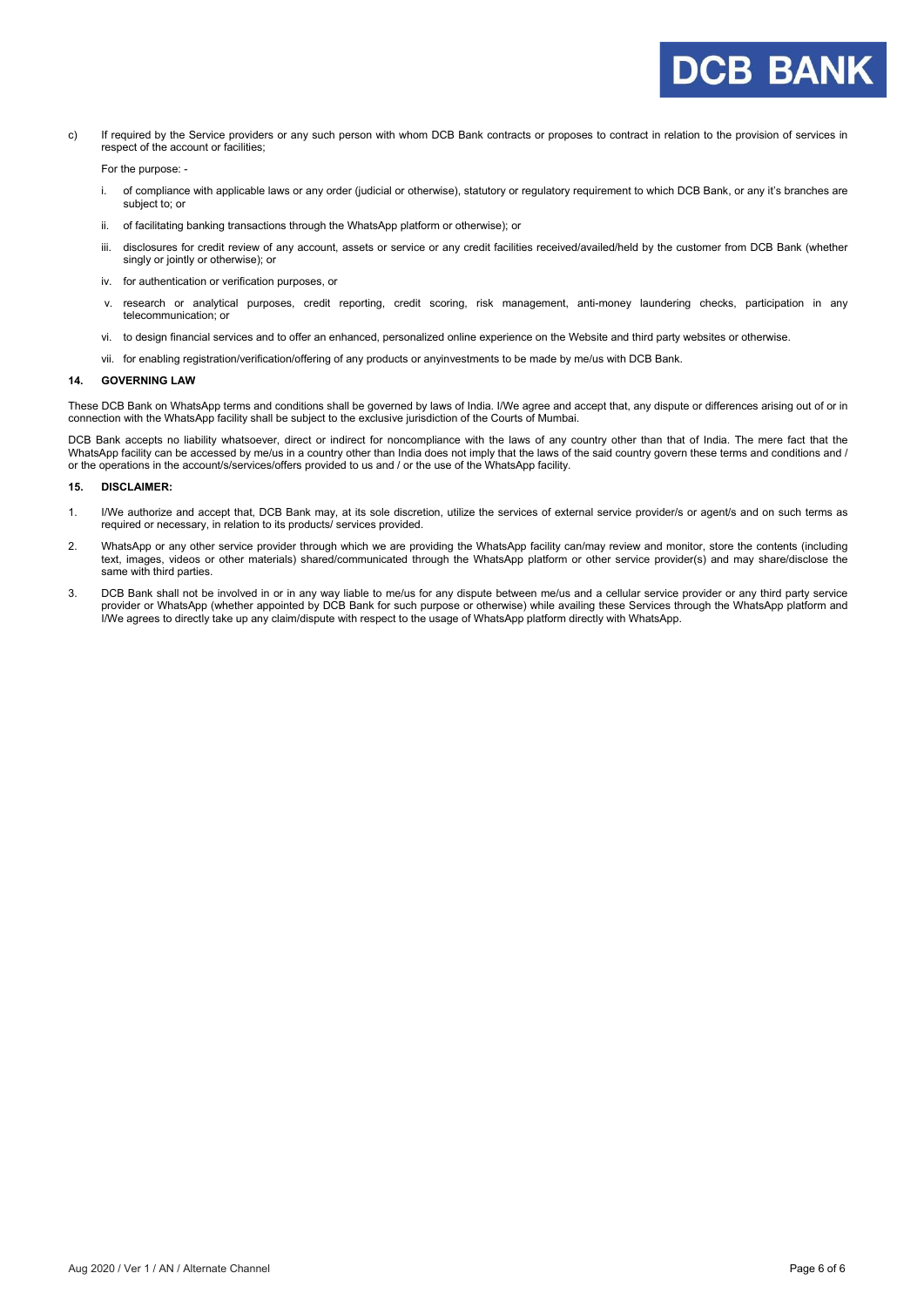c) If required by the Service providers or any such person with whom DCB Bank contracts or proposes to contract in relation to the provision of services in respect of the account or facilities;

For the purpose: -

i. of compliance with applicable laws or any order (judicial or otherwise), statutory or regulatory requirement to which DCB Bank, or any it's branches are subject to; or

ii. of facilitating banking transactions through the WhatsApp platform or otherwise); or

iii. disclosures for credit review of any account, assets or service or any credit facilities received/availed/held by the customer from DCB Bank (whether singly or jointly or otherwise); or

iv. for authentication or verification purposes, or

v. research or analytical purposes, credit reporting, credit scoring, risk management, anti-money laundering checks, participation in any telecommunication; or

vi. to design financial services and to offer an enhanced, personalized online experience on the Website and third party websites or otherwise.

vii. for enabling registration/verification/offering of any products or anyinvestments to be made by me/us with DCB Bank.

## 14. GOVERNING LAW

These DCB Bank on WhatsApp terms and conditions shall be governed by laws of India. I/We agree and accept that, any dispute or differences arising out of or in connection with the WhatsApp facility shall be subject to the exclusive jurisdiction of the Courts of Mumbai.

DCB Bank accepts no liability whatsoever, direct or indirect for noncompliance with the laws of any country other than that of India. The mere fact that the WhatsApp facility can be accessed by me/us in a country other than India does not imply that the laws of the said country govern these terms and conditions and / or the operations in the account/s/services/offers provided to us and / or the use of the WhatsApp facility.

## 15. DISCLAIMER:

1. I/We authorize and accept that, DCB Bank may, at its sole discretion, utilize the services of external service provider/s or agent/s and on such terms as required or necessary, in relation to its products/ services provided.

2. WhatsApp or any other service provider through which we are providing the WhatsApp facility can/may review and monitor, store the contents (including text, images, videos or other materials) shared/communicated through the WhatsApp platform or other service provider(s) and may share/disclose the same with third parties.

3. DCB Bank shall not be involved in or in any way liable to me/us for any dispute between me/us and a cellular service provider or any third party service provider or WhatsApp (whether appointed by DCB Bank for such purpose or otherwise) while availing these Services through the WhatsApp platform and I/We agrees to directly take up any claim/dispute with respect to the usage of WhatsApp platform directly with WhatsApp.